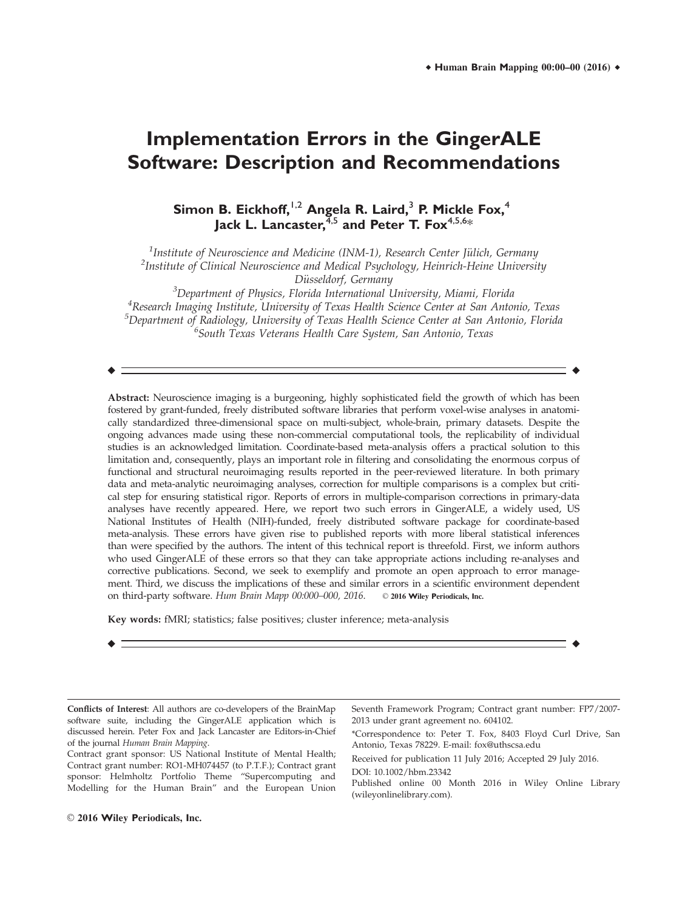# Implementation Errors in the GingerALE Software: Description and Recommendations

**Simon B. Eickhoff,[1,2] Angela R. Laird,[3] P. Mickle Fox,[4] Jack L. Lancaster,[4,5] and Peter T. Fox[4,5,6]***

[1]*Institute of Neuroscience and Medicine (INM-1), Research Center Jülich, Germany*
[2]*Institute of Clinical Neuroscience and Medical Psychology, Heinrich-Heine University Düsseldorf, Germany*
[3]*Department of Physics, Florida International University, Miami, Florida*
[4]*Research Imaging Institute, University of Texas Health Science Center at San Antonio, Texas*
[5]*Department of Radiology, University of Texas Health Science Center at San Antonio, Florida*
[6]*South Texas Veterans Health Care System, San Antonio, Texas*

---

**Abstract:** Neuroscience imaging is a burgeoning, highly sophisticated field the growth of which has been fostered by grant-funded, freely distributed software libraries that perform voxel-wise analyses in anatomically standardized three-dimensional space on multi-subject, whole-brain, primary datasets. Despite the ongoing advances made using these non-commercial computational tools, the replicability of individual studies is an acknowledged limitation. Coordinate-based meta-analysis offers a practical solution to this limitation and, consequently, plays an important role in filtering and consolidating the enormous corpus of functional and structural neuroimaging results reported in the peer-reviewed literature. In both primary data and meta-analytic neuroimaging analyses, correction for multiple comparisons is a complex but critical step for ensuring statistical rigor. Reports of errors in multiple-comparison corrections in primary-data analyses have recently appeared. Here, we report two such errors in GingerALE, a widely used, US National Institutes of Health (NIH)-funded, freely distributed software package for coordinate-based meta-analysis. These errors have given rise to published reports with more liberal statistical inferences than were specified by the authors. The intent of this technical report is threefold. First, we inform authors who used GingerALE of these errors so that they can take appropriate actions including re-analyses and corrective publications. Second, we seek to exemplify and promote an open approach to error management. Third, we discuss the implications of these and similar errors in a scientific environment dependent on third-party software. *Hum Brain Mapp 00:000–000, 2016.* © **2016 Wiley Periodicals, Inc.**

**Key words:** fMRI; statistics; false positives; cluster inference; meta-analysis

---

**Conflicts of Interest**: All authors are co-developers of the BrainMap software suite, including the GingerALE application which is discussed herein. Peter Fox and Jack Lancaster are Editors-in-Chief of the journal *Human Brain Mapping*.

Contract grant sponsor: US National Institute of Mental Health; Contract grant number: RO1-MH074457 (to P.T.F.); Contract grant sponsor: Helmholtz Portfolio Theme "Supercomputing and Modelling for the Human Brain" and the European Union Seventh Framework Program; Contract grant number: FP7/2007-2013 under grant agreement no. 604102.

*Correspondence to: Peter T. Fox, 8403 Floyd Curl Drive, San Antonio, Texas 78229. E-mail: fox@uthscsa.edu

Received for publication 11 July 2016; Accepted 29 July 2016.

DOI: 10.1002/hbm.23342

Published online 00 Month 2016 in Wiley Online Library (wileyonlinelibrary.com).

© 2016 Wiley Periodicals, Inc.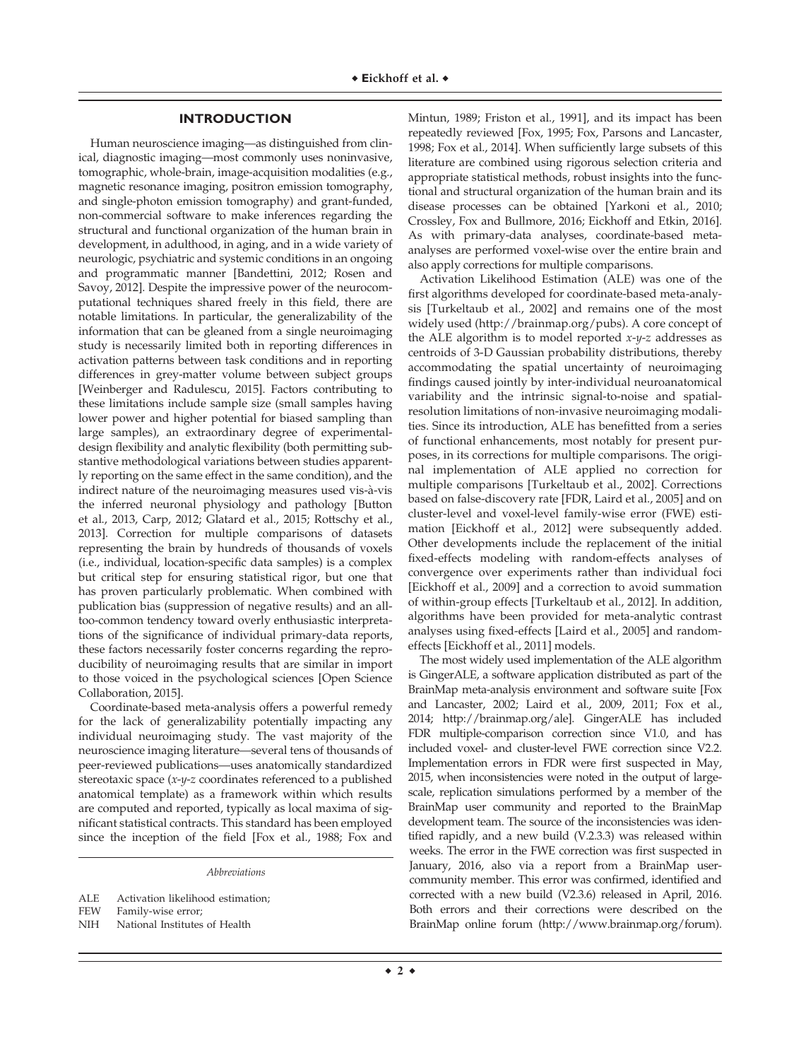## INTRODUCTION

Human neuroscience imaging—as distinguished from clinical, diagnostic imaging—most commonly uses noninvasive, tomographic, whole-brain, image-acquisition modalities (e.g., magnetic resonance imaging, positron emission tomography, and single-photon emission tomography) and grant-funded, non-commercial software to make inferences regarding the structural and functional organization of the human brain in development, in adulthood, in aging, and in a wide variety of neurologic, psychiatric and systemic conditions in an ongoing and programmatic manner [Bandettini, 2012; Rosen and Savoy, 2012]. Despite the impressive power of the neurocomputational techniques shared freely in this field, there are notable limitations. In particular, the generalizability of the information that can be gleaned from a single neuroimaging study is necessarily limited both in reporting differences in activation patterns between task conditions and in reporting differences in grey-matter volume between subject groups [Weinberger and Radulescu, 2015]. Factors contributing to these limitations include sample size (small samples having lower power and higher potential for biased sampling than large samples), an extraordinary degree of experimental-design flexibility and analytic flexibility (both permitting substantive methodological variations between studies apparently reporting on the same effect in the same condition), and the indirect nature of the neuroimaging measures used vis-à-vis the inferred neuronal physiology and pathology [Button et al., 2013, Carp, 2012; Glatard et al., 2015; Rottschy et al., 2013]. Correction for multiple comparisons of datasets representing the brain by hundreds of thousands of voxels (i.e., individual, location-specific data samples) is a complex but critical step for ensuring statistical rigor, but one that has proven particularly problematic. When combined with publication bias (suppression of negative results) and an all-too-common tendency toward overly enthusiastic interpretations of the significance of individual primary-data reports, these factors necessarily foster concerns regarding the reproducibility of neuroimaging results that are similar in import to those voiced in the psychological sciences [Open Science Collaboration, 2015].

Coordinate-based meta-analysis offers a powerful remedy for the lack of generalizability potentially impacting any individual neuroimaging study. The vast majority of the neuroscience imaging literature—several tens of thousands of peer-reviewed publications—uses anatomically standardized stereotaxic space (*x-y-z* coordinates referenced to a published anatomical template) as a framework within which results are computed and reported, typically as local maxima of significant statistical contracts. This standard has been employed since the inception of the field [Fox et al., 1988; Fox and Mintun, 1989; Friston et al., 1991], and its impact has been repeatedly reviewed [Fox, 1995; Fox, Parsons and Lancaster, 1998; Fox et al., 2014]. When sufficiently large subsets of this literature are combined using rigorous selection criteria and appropriate statistical methods, robust insights into the functional and structural organization of the human brain and its disease processes can be obtained [Yarkoni et al., 2010; Crossley, Fox and Bullmore, 2016; Eickhoff and Etkin, 2016]. As with primary-data analyses, coordinate-based meta-analyses are performed voxel-wise over the entire brain and also apply corrections for multiple comparisons.

Activation Likelihood Estimation (ALE) was one of the first algorithms developed for coordinate-based meta-analysis [Turkeltaub et al., 2002] and remains one of the most widely used (http://brainmap.org/pubs). A core concept of the ALE algorithm is to model reported *x-y-z* addresses as centroids of 3-D Gaussian probability distributions, thereby accommodating the spatial uncertainty of neuroimaging findings caused jointly by inter-individual neuroanatomical variability and the intrinsic signal-to-noise and spatial-resolution limitations of non-invasive neuroimaging modalities. Since its introduction, ALE has benefitted from a series of functional enhancements, most notably for present purposes, in its corrections for multiple comparisons. The original implementation of ALE applied no correction for multiple comparisons [Turkeltaub et al., 2002]. Corrections based on false-discovery rate [FDR, Laird et al., 2005] and on cluster-level and voxel-level family-wise error (FWE) estimation [Eickhoff et al., 2012] were subsequently added. Other developments include the replacement of the initial fixed-effects modeling with random-effects analyses of convergence over experiments rather than individual foci [Eickhoff et al., 2009] and a correction to avoid summation of within-group effects [Turkeltaub et al., 2012]. In addition, algorithms have been provided for meta-analytic contrast analyses using fixed-effects [Laird et al., 2005] and random-effects [Eickhoff et al., 2011] models.

The most widely used implementation of the ALE algorithm is GingerALE, a software application distributed as part of the BrainMap meta-analysis environment and software suite [Fox and Lancaster, 2002; Laird et al., 2009, 2011; Fox et al., 2014; http://brainmap.org/ale]. GingerALE has included FDR multiple-comparison correction since V1.0, and has included voxel- and cluster-level FWE correction since V2.2. Implementation errors in FDR were first suspected in May, 2015, when inconsistencies were noted in the output of large-scale, replication simulations performed by a member of the BrainMap user community and reported to the BrainMap development team. The source of the inconsistencies was identified rapidly, and a new build (V.2.3.3) was released within weeks. The error in the FWE correction was first suspected in January, 2016, also via a report from a BrainMap user-community member. This error was confirmed, identified and corrected with a new build (V2.3.6) released in April, 2016. Both errors and their corrections were described on the BrainMap online forum (http://www.brainmap.org/forum).

*Abbreviations*

ALE Activation likelihood estimation;
FEW Family-wise error;
NIH National Institutes of Health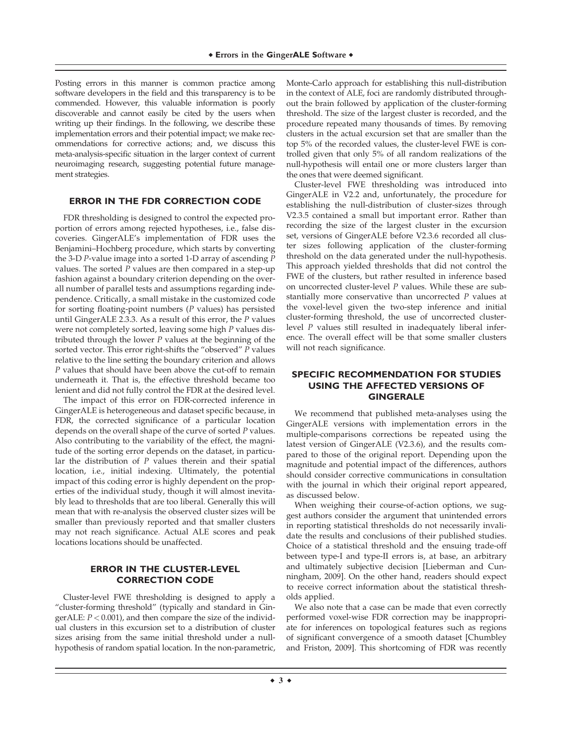Posting errors in this manner is common practice among software developers in the field and this transparency is to be commended. However, this valuable information is poorly discoverable and cannot easily be cited by the users when writing up their findings. In the following, we describe these implementation errors and their potential impact; we make recommendations for corrective actions; and, we discuss this meta-analysis-specific situation in the larger context of current neuroimaging research, suggesting potential future management strategies.

## ERROR IN THE FDR CORRECTION CODE

FDR thresholding is designed to control the expected proportion of errors among rejected hypotheses, i.e., false discoveries. GingerALE's implementation of FDR uses the Benjamini–Hochberg procedure, which starts by converting the 3-D $P$-value image into a sorted 1-D array of ascending $P$ values. The sorted $P$ values are then compared in a step-up fashion against a boundary criterion depending on the overall number of parallel tests and assumptions regarding independence. Critically, a small mistake in the customized code for sorting floating-point numbers ($P$ values) has persisted until GingerALE 2.3.3. As a result of this error, the $P$ values were not completely sorted, leaving some high $P$ values distributed through the lower $P$ values at the beginning of the sorted vector. This error right-shifts the "observed" $P$ values relative to the line setting the boundary criterion and allows $P$ values that should have been above the cut-off to remain underneath it. That is, the effective threshold became too lenient and did not fully control the FDR at the desired level.

The impact of this error on FDR-corrected inference in GingerALE is heterogeneous and dataset specific because, in FDR, the corrected significance of a particular location depends on the overall shape of the curve of sorted $P$ values. Also contributing to the variability of the effect, the magnitude of the sorting error depends on the dataset, in particular the distribution of $P$ values therein and their spatial location, i.e., initial indexing. Ultimately, the potential impact of this coding error is highly dependent on the properties of the individual study, though it will almost inevitably lead to thresholds that are too liberal. Generally this will mean that with re-analysis the observed cluster sizes will be smaller than previously reported and that smaller clusters may not reach significance. Actual ALE scores and peak locations locations should be unaffected.

## ERROR IN THE CLUSTER-LEVEL CORRECTION CODE

Cluster-level FWE thresholding is designed to apply a "cluster-forming threshold" (typically and standard in GingerALE: $P < 0.001$), and then compare the size of the individual clusters in this excursion set to a distribution of cluster sizes arising from the same initial threshold under a null-hypothesis of random spatial location. In the non-parametric, Monte-Carlo approach for establishing this null-distribution in the context of ALE, foci are randomly distributed throughout the brain followed by application of the cluster-forming threshold. The size of the largest cluster is recorded, and the procedure repeated many thousands of times. By removing clusters in the actual excursion set that are smaller than the top 5% of the recorded values, the cluster-level FWE is controlled given that only 5% of all random realizations of the null-hypothesis will entail one or more clusters larger than the ones that were deemed significant.

Cluster-level FWE thresholding was introduced into GingerALE in V2.2 and, unfortunately, the procedure for establishing the null-distribution of cluster-sizes through V2.3.5 contained a small but important error. Rather than recording the size of the largest cluster in the excursion set, versions of GingerALE before V2.3.6 recorded all cluster sizes following application of the cluster-forming threshold on the data generated under the null-hypothesis. This approach yielded thresholds that did not control the FWE of the clusters, but rather resulted in inference based on uncorrected cluster-level $P$ values. While these are substantially more conservative than uncorrected $P$ values at the voxel-level given the two-step inference and initial cluster-forming threshold, the use of uncorrected cluster-level $P$ values still resulted in inadequately liberal inference. The overall effect will be that some smaller clusters will not reach significance.

## SPECIFIC RECOMMENDATION FOR STUDIES USING THE AFFECTED VERSIONS OF GINGERALE

We recommend that published meta-analyses using the GingerALE versions with implementation errors in the multiple-comparisons corrections be repeated using the latest version of GingerALE (V2.3.6), and the results compared to those of the original report. Depending upon the magnitude and potential impact of the differences, authors should consider corrective communications in consultation with the journal in which their original report appeared, as discussed below.

When weighing their course-of-action options, we suggest authors consider the argument that unintended errors in reporting statistical thresholds do not necessarily invalidate the results and conclusions of their published studies. Choice of a statistical threshold and the ensuing trade-off between type-I and type-II errors is, at base, an arbitrary and ultimately subjective decision [Lieberman and Cunningham, 2009]. On the other hand, readers should expect to receive correct information about the statistical thresholds applied.

We also note that a case can be made that even correctly performed voxel-wise FDR correction may be inappropriate for inferences on topological features such as regions of significant convergence of a smooth dataset [Chumbley and Friston, 2009]. This shortcoming of FDR was recently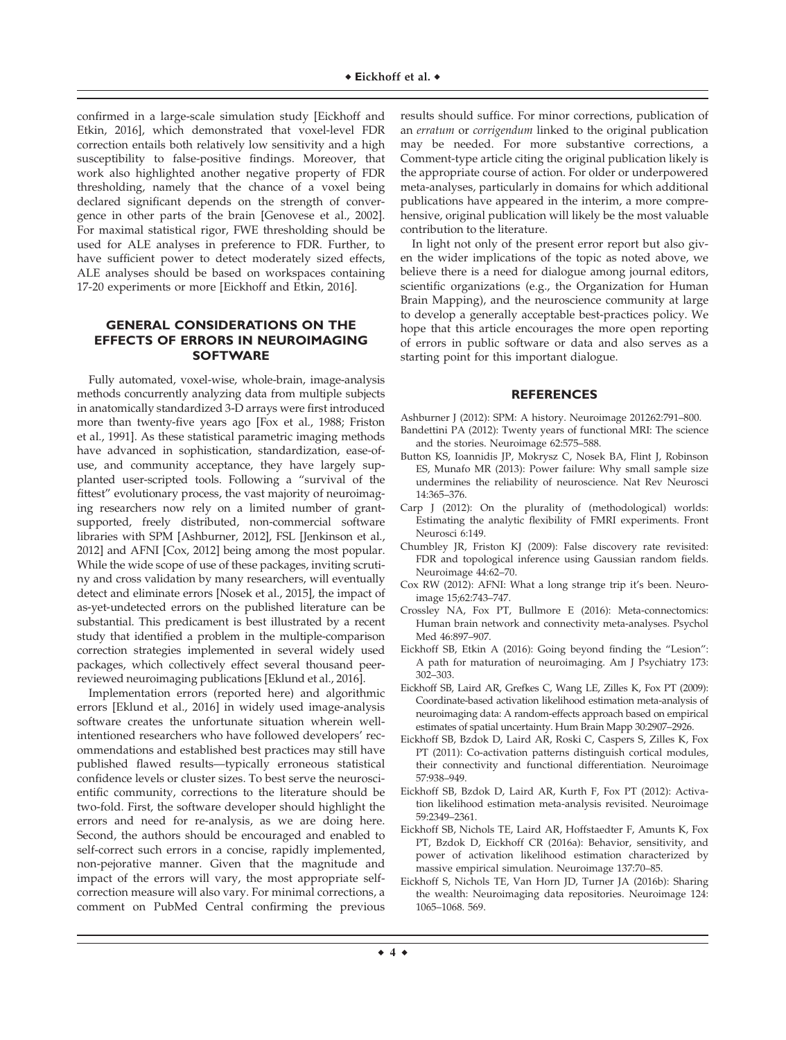confirmed in a large-scale simulation study [Eickhoff and Etkin, 2016], which demonstrated that voxel-level FDR correction entails both relatively low sensitivity and a high susceptibility to false-positive findings. Moreover, that work also highlighted another negative property of FDR thresholding, namely that the chance of a voxel being declared significant depends on the strength of convergence in other parts of the brain [Genovese et al., 2002]. For maximal statistical rigor, FWE thresholding should be used for ALE analyses in preference to FDR. Further, to have sufficient power to detect moderately sized effects, ALE analyses should be based on workspaces containing 17-20 experiments or more [Eickhoff and Etkin, 2016].

## GENERAL CONSIDERATIONS ON THE EFFECTS OF ERRORS IN NEUROIMAGING SOFTWARE

Fully automated, voxel-wise, whole-brain, image-analysis methods concurrently analyzing data from multiple subjects in anatomically standardized 3-D arrays were first introduced more than twenty-five years ago [Fox et al., 1988; Friston et al., 1991]. As these statistical parametric imaging methods have advanced in sophistication, standardization, ease-of-use, and community acceptance, they have largely supplanted user-scripted tools. Following a "survival of the fittest" evolutionary process, the vast majority of neuroimaging researchers now rely on a limited number of grant-supported, freely distributed, non-commercial software libraries with SPM [Ashburner, 2012], FSL [Jenkinson et al., 2012] and AFNI [Cox, 2012] being among the most popular. While the wide scope of use of these packages, inviting scrutiny and cross validation by many researchers, will eventually detect and eliminate errors [Nosek et al., 2015], the impact of as-yet-undetected errors on the published literature can be substantial. This predicament is best illustrated by a recent study that identified a problem in the multiple-comparison correction strategies implemented in several widely used packages, which collectively effect several thousand peer-reviewed neuroimaging publications [Eklund et al., 2016].

Implementation errors (reported here) and algorithmic errors [Eklund et al., 2016] in widely used image-analysis software creates the unfortunate situation wherein well-intentioned researchers who have followed developers' recommendations and established best practices may still have published flawed results—typically erroneous statistical confidence levels or cluster sizes. To best serve the neuroscientific community, corrections to the literature should be two-fold. First, the software developer should highlight the errors and need for re-analysis, as we are doing here. Second, the authors should be encouraged and enabled to self-correct such errors in a concise, rapidly implemented, non-pejorative manner. Given that the magnitude and impact of the errors will vary, the most appropriate self-correction measure will also vary. For minimal corrections, a comment on PubMed Central confirming the previous results should suffice. For minor corrections, publication of an *erratum* or *corrigendum* linked to the original publication may be needed. For more substantive corrections, a Comment-type article citing the original publication likely is the appropriate course of action. For older or underpowered meta-analyses, particularly in domains for which additional publications have appeared in the interim, a more comprehensive, original publication will likely be the most valuable contribution to the literature.

In light not only of the present error report but also given the wider implications of the topic as noted above, we believe there is a need for dialogue among journal editors, scientific organizations (e.g., the Organization for Human Brain Mapping), and the neuroscience community at large to develop a generally acceptable best-practices policy. We hope that this article encourages the more open reporting of errors in public software or data and also serves as a starting point for this important dialogue.

## REFERENCES

Ashburner J (2012): SPM: A history. Neuroimage 201262:791–800.

Bandettini PA (2012): Twenty years of functional MRI: The science and the stories. Neuroimage 62:575–588.

Button KS, Ioannidis JP, Mokrysz C, Nosek BA, Flint J, Robinson ES, Munafo MR (2013): Power failure: Why small sample size undermines the reliability of neuroscience. Nat Rev Neurosci 14:365–376.

Carp J (2012): On the plurality of (methodological) worlds: Estimating the analytic flexibility of FMRI experiments. Front Neurosci 6:149.

Chumbley JR, Friston KJ (2009): False discovery rate revisited: FDR and topological inference using Gaussian random fields. Neuroimage 44:62–70.

Cox RW (2012): AFNI: What a long strange trip it's been. Neuroimage 15;62:743–747.

Crossley NA, Fox PT, Bullmore E (2016): Meta-connectomics: Human brain network and connectivity meta-analyses. Psychol Med 46:897–907.

Eickhoff SB, Etkin A (2016): Going beyond finding the "Lesion": A path for maturation of neuroimaging. Am J Psychiatry 173: 302–303.

Eickhoff SB, Laird AR, Grefkes C, Wang LE, Zilles K, Fox PT (2009): Coordinate-based activation likelihood estimation meta-analysis of neuroimaging data: A random-effects approach based on empirical estimates of spatial uncertainty. Hum Brain Mapp 30:2907–2926.

Eickhoff SB, Bzdok D, Laird AR, Roski C, Caspers S, Zilles K, Fox PT (2011): Co-activation patterns distinguish cortical modules, their connectivity and functional differentiation. Neuroimage 57:938–949.

Eickhoff SB, Bzdok D, Laird AR, Kurth F, Fox PT (2012): Activation likelihood estimation meta-analysis revisited. Neuroimage 59:2349–2361.

Eickhoff SB, Nichols TE, Laird AR, Hoffstaedter F, Amunts K, Fox PT, Bzdok D, Eickhoff CR (2016a): Behavior, sensitivity, and power of activation likelihood estimation characterized by massive empirical simulation. Neuroimage 137:70–85.

Eickhoff S, Nichols TE, Van Horn JD, Turner JA (2016b): Sharing the wealth: Neuroimaging data repositories. Neuroimage 124: 1065–1068. 569.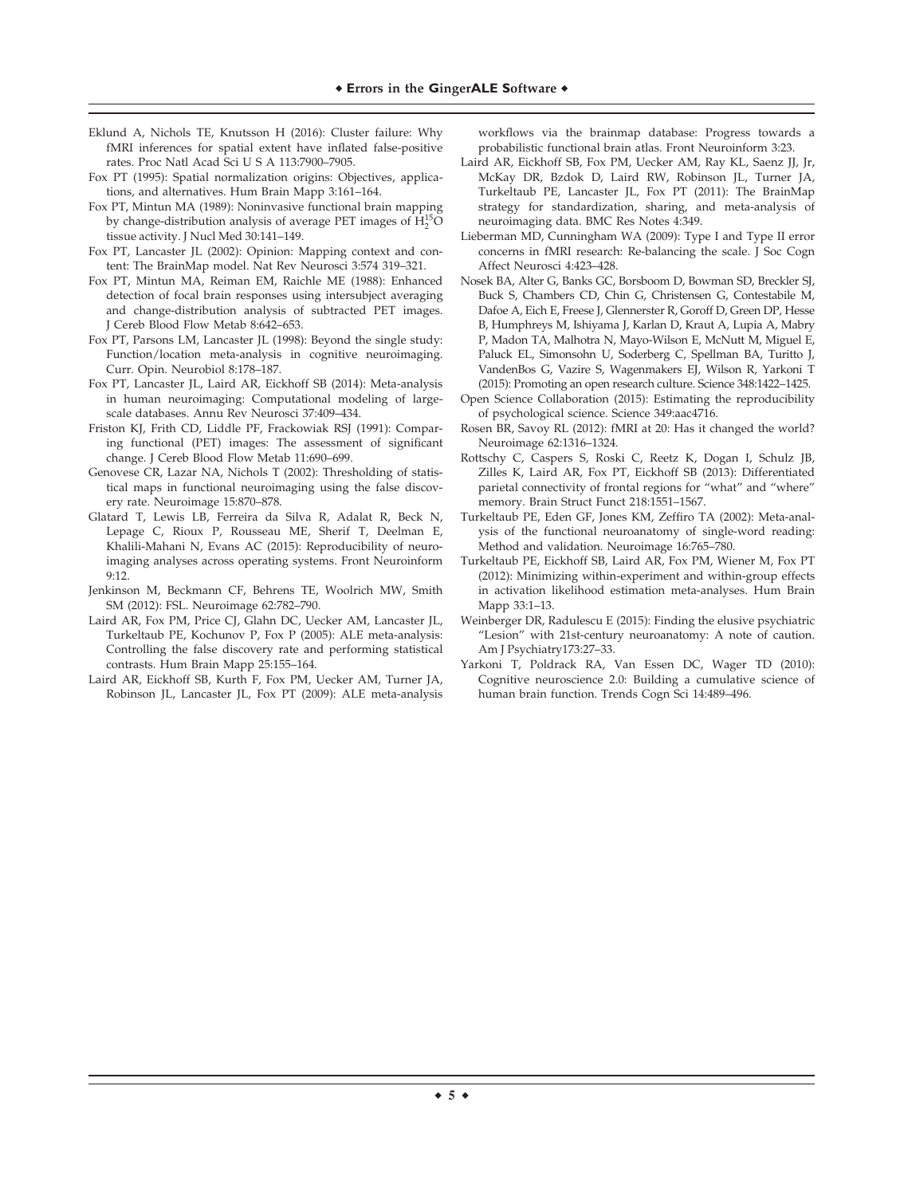Eklund A, Nichols TE, Knutsson H (2016): Cluster failure: Why fMRI inferences for spatial extent have inflated false-positive rates. Proc Natl Acad Sci U S A 113:7900–7905.

Fox PT (1995): Spatial normalization origins: Objectives, applications, and alternatives. Hum Brain Mapp 3:161–164.

Fox PT, Mintun MA (1989): Noninvasive functional brain mapping by change-distribution analysis of average PET images of $H_2^{15}O$ tissue activity. J Nucl Med 30:141–149.

Fox PT, Lancaster JL (2002): Opinion: Mapping context and content: The BrainMap model. Nat Rev Neurosci 3:574 319–321.

Fox PT, Mintun MA, Reiman EM, Raichle ME (1988): Enhanced detection of focal brain responses using intersubject averaging and change-distribution analysis of subtracted PET images. J Cereb Blood Flow Metab 8:642–653.

Fox PT, Parsons LM, Lancaster JL (1998): Beyond the single study: Function/location meta-analysis in cognitive neuroimaging. Curr. Opin. Neurobiol 8:178–187.

Fox PT, Lancaster JL, Laird AR, Eickhoff SB (2014): Meta-analysis in human neuroimaging: Computational modeling of large-scale databases. Annu Rev Neurosci 37:409–434.

Friston KJ, Frith CD, Liddle PF, Frackowiak RSJ (1991): Comparing functional (PET) images: The assessment of significant change. J Cereb Blood Flow Metab 11:690–699.

Genovese CR, Lazar NA, Nichols T (2002): Thresholding of statistical maps in functional neuroimaging using the false discovery rate. Neuroimage 15:870–878.

Glatard T, Lewis LB, Ferreira da Silva R, Adalat R, Beck N, Lepage C, Rioux P, Rousseau ME, Sherif T, Deelman E, Khalili-Mahani N, Evans AC (2015): Reproducibility of neuroimaging analyses across operating systems. Front Neuroinform 9:12.

Jenkinson M, Beckmann CF, Behrens TE, Woolrich MW, Smith SM (2012): FSL. Neuroimage 62:782–790.

Laird AR, Fox PM, Price CJ, Glahn DC, Uecker AM, Lancaster JL, Turkeltaub PE, Kochunov P, Fox P (2005): ALE meta-analysis: Controlling the false discovery rate and performing statistical contrasts. Hum Brain Mapp 25:155–164.

Laird AR, Eickhoff SB, Kurth F, Fox PM, Uecker AM, Turner JA, Robinson JL, Lancaster JL, Fox PT (2009): ALE meta-analysis workflows via the brainmap database: Progress towards a probabilistic functional brain atlas. Front Neuroinform 3:23.

Laird AR, Eickhoff SB, Fox PM, Uecker AM, Ray KL, Saenz JJ, Jr, McKay DR, Bzdok D, Laird RW, Robinson JL, Turner JA, Turkeltaub PE, Lancaster JL, Fox PT (2011): The BrainMap strategy for standardization, sharing, and meta-analysis of neuroimaging data. BMC Res Notes 4:349.

Lieberman MD, Cunningham WA (2009): Type I and Type II error concerns in fMRI research: Re-balancing the scale. J Soc Cogn Affect Neurosci 4:423–428.

Nosek BA, Alter G, Banks GC, Borsboom D, Bowman SD, Breckler SJ, Buck S, Chambers CD, Chin G, Christensen G, Contestabile M, Dafoe A, Eich E, Freese J, Glennerster R, Goroff D, Green DP, Hesse B, Humphreys M, Ishiyama J, Karlan D, Kraut A, Lupia A, Mabry P, Madon TA, Malhotra N, Mayo-Wilson E, McNutt M, Miguel E, Paluck EL, Simonsohn U, Soderberg C, Spellman BA, Turitto J, VandenBos G, Vazire S, Wagenmakers EJ, Wilson R, Yarkoni T (2015): Promoting an open research culture. Science 348:1422–1425.

Open Science Collaboration (2015): Estimating the reproducibility of psychological science. Science 349:aac4716.

Rosen BR, Savoy RL (2012): fMRI at 20: Has it changed the world? Neuroimage 62:1316–1324.

Rottschy C, Caspers S, Roski C, Reetz K, Dogan I, Schulz JB, Zilles K, Laird AR, Fox PT, Eickhoff SB (2013): Differentiated parietal connectivity of frontal regions for "what" and "where" memory. Brain Struct Funct 218:1551–1567.

Turkeltaub PE, Eden GF, Jones KM, Zeffiro TA (2002): Meta-analysis of the functional neuroanatomy of single-word reading: Method and validation. Neuroimage 16:765–780.

Turkeltaub PE, Eickhoff SB, Laird AR, Fox PM, Wiener M, Fox PT (2012): Minimizing within-experiment and within-group effects in activation likelihood estimation meta-analyses. Hum Brain Mapp 33:1–13.

Weinberger DR, Radulescu E (2015): Finding the elusive psychiatric "Lesion" with 21st-century neuroanatomy: A note of caution. Am J Psychiatry173:27–33.

Yarkoni T, Poldrack RA, Van Essen DC, Wager TD (2010): Cognitive neuroscience 2.0: Building a cumulative science of human brain function. Trends Cogn Sci 14:489–496.